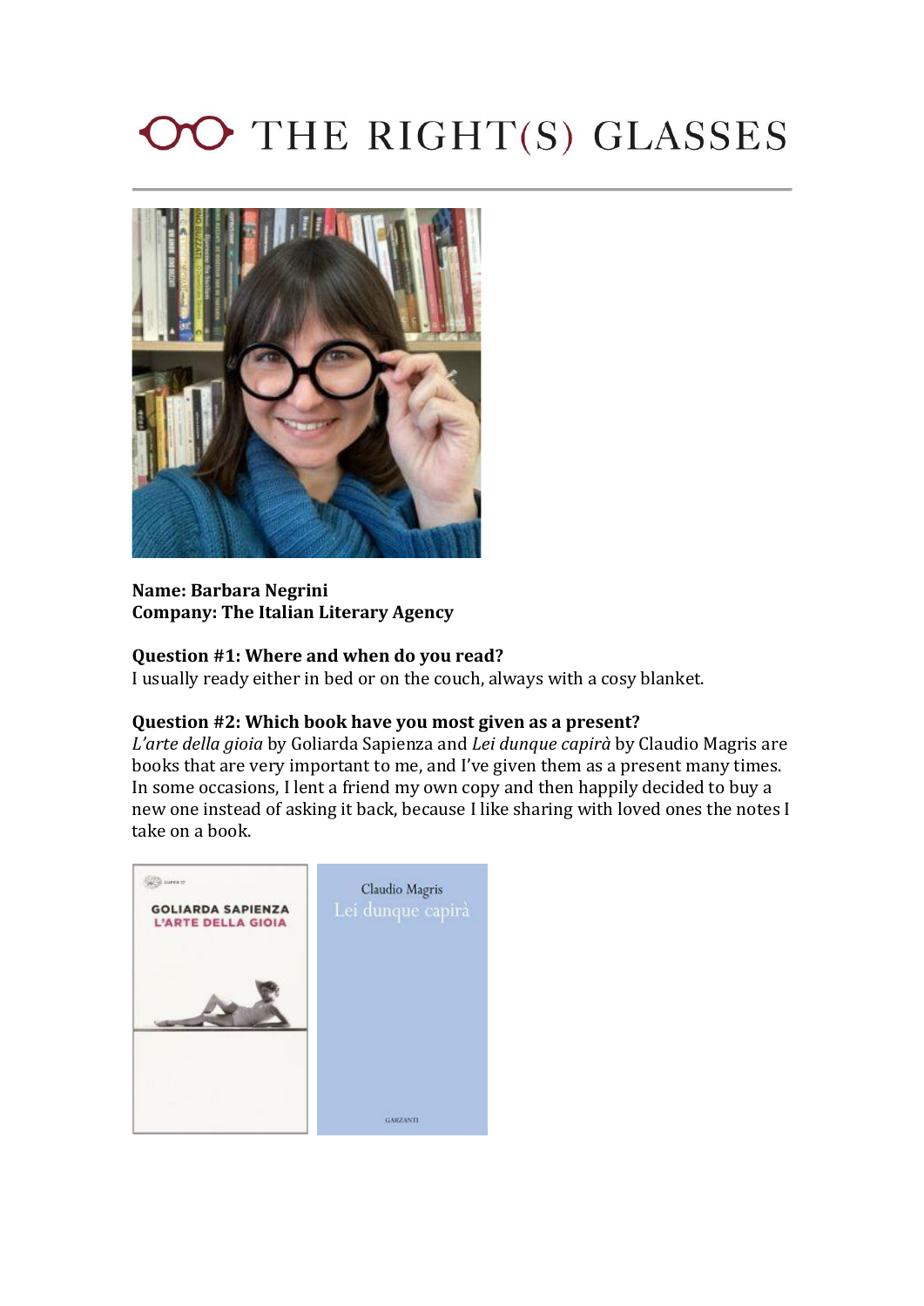# THE RIGHT(S) GLASSES

**Name: Barbara Negrini**
**Company: The Italian Literary Agency**

**Question #1: Where and when do you read?**
I usually ready either in bed or on the couch, always with a cosy blanket.

**Question #2: Which book have you most given as a present?**
*L'arte della gioia* by Goliarda Sapienza and *Lei dunque capirà* by Claudio Magris are books that are very important to me, and I've given them as a present many times. In some occasions, I lent a friend my own copy and then happily decided to buy a new one instead of asking it back, because I like sharing with loved ones the notes I take on a book.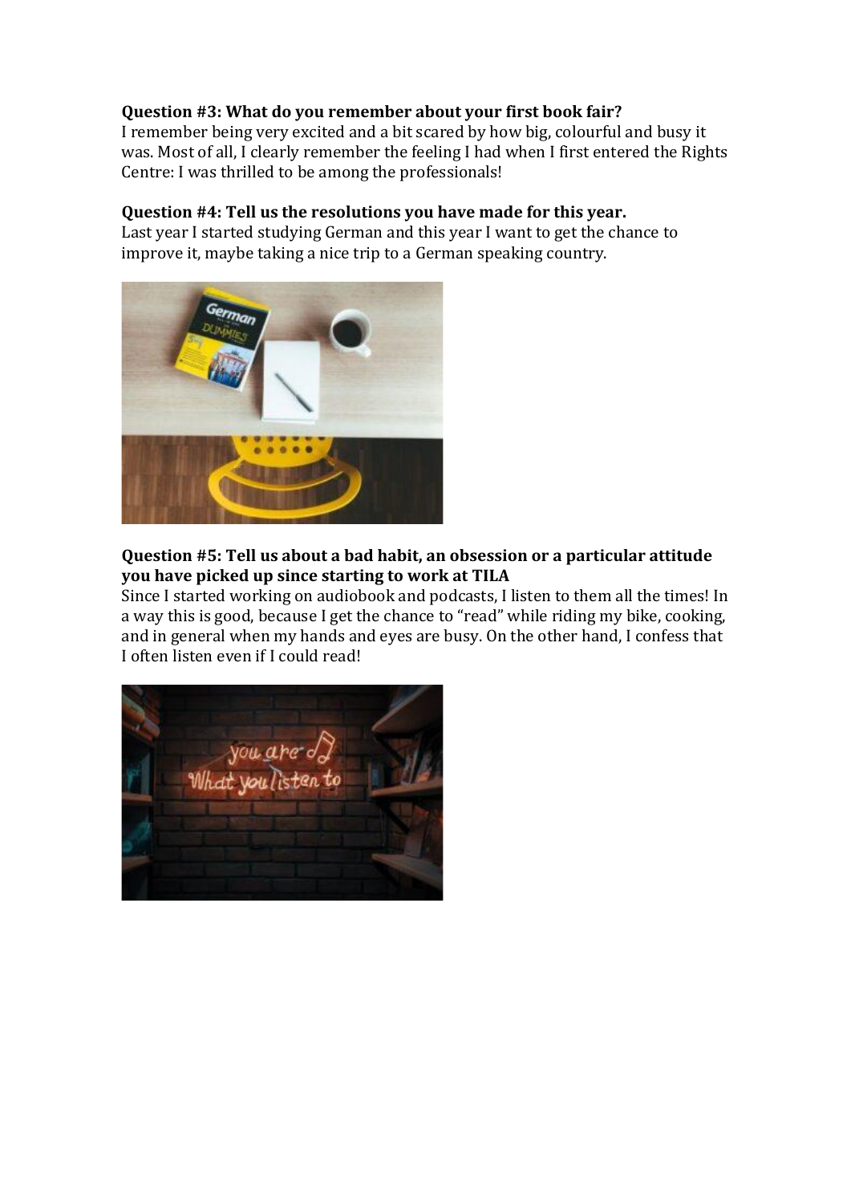**Question #3: What do you remember about your first book fair?**

I remember being very excited and a bit scared by how big, colourful and busy it was. Most of all, I clearly remember the feeling I had when I first entered the Rights Centre: I was thrilled to be among the professionals!

**Question #4: Tell us the resolutions you have made for this year.**

Last year I started studying German and this year I want to get the chance to improve it, maybe taking a nice trip to a German speaking country.

**Question #5: Tell us about a bad habit, an obsession or a particular attitude you have picked up since starting to work at TILA**

Since I started working on audiobook and podcasts, I listen to them all the times! In a way this is good, because I get the chance to "read" while riding my bike, cooking, and in general when my hands and eyes are busy. On the other hand, I confess that I often listen even if I could read!